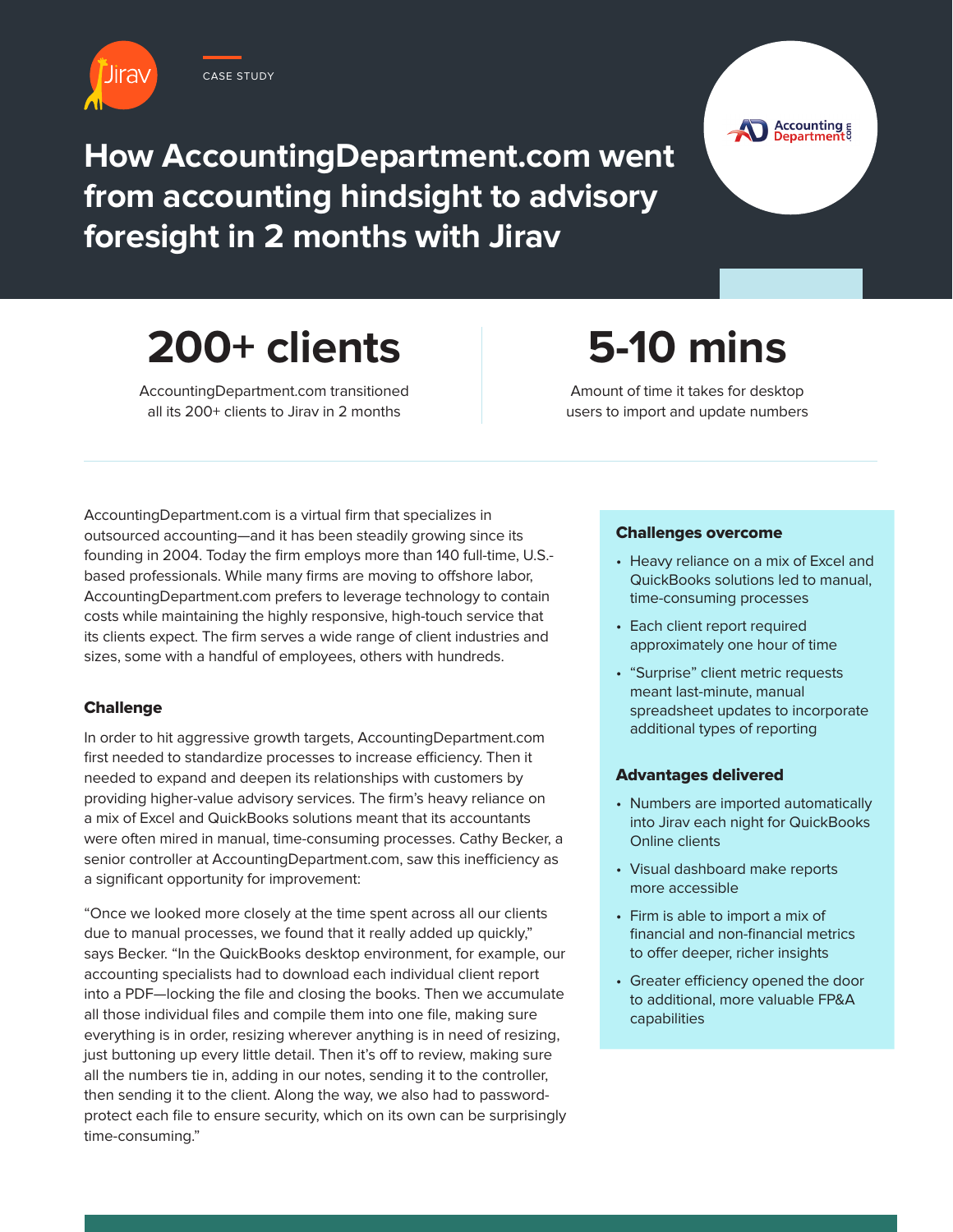CASE STUDY

# How AccountingDepartment.com went from accounting hindsight to advisory foresight in 2 months with Jirav

## 200+ clients

AccountingDepartment.com transitioned all its 200+ clients to Jirav in 2 months

## 5-10 mins

Amount of time it takes for desktop users to import and update numbers

AccountingDepartment.com is a virtual firm that specializes in outsourced accounting—and it has been steadily growing since its founding in 2004. Today the firm employs more than 140 full-time, U.S.-based professionals. While many firms are moving to offshore labor, AccountingDepartment.com prefers to leverage technology to contain costs while maintaining the highly responsive, high-touch service that its clients expect. The firm serves a wide range of client industries and sizes, some with a handful of employees, others with hundreds.

### Challenge

In order to hit aggressive growth targets, AccountingDepartment.com first needed to standardize processes to increase efficiency. Then it needed to expand and deepen its relationships with customers by providing higher-value advisory services. The firm's heavy reliance on a mix of Excel and QuickBooks solutions meant that its accountants were often mired in manual, time-consuming processes. Cathy Becker, a senior controller at AccountingDepartment.com, saw this inefficiency as a significant opportunity for improvement:

"Once we looked more closely at the time spent across all our clients due to manual processes, we found that it really added up quickly," says Becker. "In the QuickBooks desktop environment, for example, our accounting specialists had to download each individual client report into a PDF—locking the file and closing the books. Then we accumulate all those individual files and compile them into one file, making sure everything is in order, resizing wherever anything is in need of resizing, just buttoning up every little detail. Then it's off to review, making sure all the numbers tie in, adding in our notes, sending it to the controller, then sending it to the client. Along the way, we also had to password-protect each file to ensure security, which on its own can be surprisingly time-consuming."

### Challenges overcome

- Heavy reliance on a mix of Excel and QuickBooks solutions led to manual, time-consuming processes
- Each client report required approximately one hour of time
- "Surprise" client metric requests meant last-minute, manual spreadsheet updates to incorporate additional types of reporting

### Advantages delivered

- Numbers are imported automatically into Jirav each night for QuickBooks Online clients
- Visual dashboard make reports more accessible
- Firm is able to import a mix of financial and non-financial metrics to offer deeper, richer insights
- Greater efficiency opened the door to additional, more valuable FP&A capabilities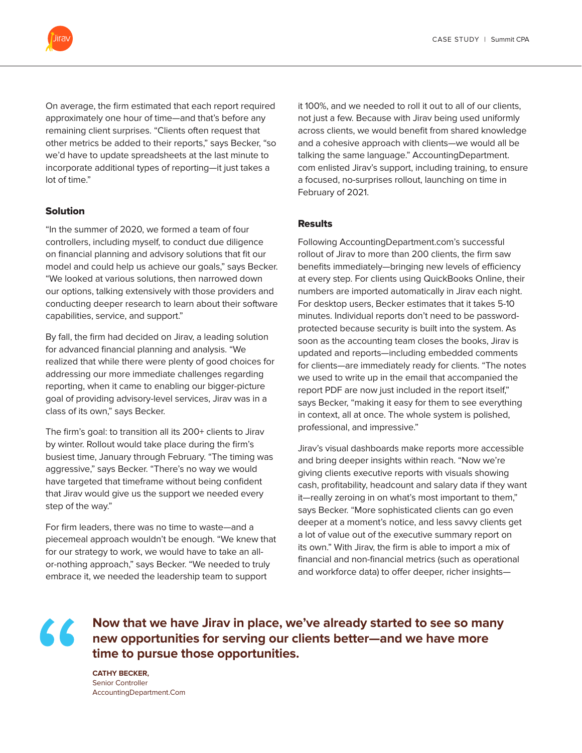On average, the firm estimated that each report required approximately one hour of time—and that's before any remaining client surprises. "Clients often request that other metrics be added to their reports," says Becker, "so we'd have to update spreadsheets at the last minute to incorporate additional types of reporting—it just takes a lot of time."

## Solution

"In the summer of 2020, we formed a team of four controllers, including myself, to conduct due diligence on financial planning and advisory solutions that fit our model and could help us achieve our goals," says Becker. "We looked at various solutions, then narrowed down our options, talking extensively with those providers and conducting deeper research to learn about their software capabilities, service, and support."

By fall, the firm had decided on Jirav, a leading solution for advanced financial planning and analysis. "We realized that while there were plenty of good choices for addressing our more immediate challenges regarding reporting, when it came to enabling our bigger-picture goal of providing advisory-level services, Jirav was in a class of its own," says Becker.

The firm's goal: to transition all its 200+ clients to Jirav by winter. Rollout would take place during the firm's busiest time, January through February. "The timing was aggressive," says Becker. "There's no way we would have targeted that timeframe without being confident that Jirav would give us the support we needed every step of the way."

For firm leaders, there was no time to waste—and a piecemeal approach wouldn't be enough. "We knew that for our strategy to work, we would have to take an all-or-nothing approach," says Becker. "We needed to truly embrace it, we needed the leadership team to support it 100%, and we needed to roll it out to all of our clients, not just a few. Because with Jirav being used uniformly across clients, we would benefit from shared knowledge and a cohesive approach with clients—we would all be talking the same language." AccountingDepartment.com enlisted Jirav's support, including training, to ensure a focused, no-surprises rollout, launching on time in February of 2021.

## Results

Following AccountingDepartment.com's successful rollout of Jirav to more than 200 clients, the firm saw benefits immediately—bringing new levels of efficiency at every step. For clients using QuickBooks Online, their numbers are imported automatically in Jirav each night. For desktop users, Becker estimates that it takes 5-10 minutes. Individual reports don't need to be password-protected because security is built into the system. As soon as the accounting team closes the books, Jirav is updated and reports—including embedded comments for clients—are immediately ready for clients. "The notes we used to write up in the email that accompanied the report PDF are now just included in the report itself," says Becker, "making it easy for them to see everything in context, all at once. The whole system is polished, professional, and impressive."

Jirav's visual dashboards make reports more accessible and bring deeper insights within reach. "Now we're giving clients executive reports with visuals showing cash, profitability, headcount and salary data if they want it—really zeroing in on what's most important to them," says Becker. "More sophisticated clients can go even deeper at a moment's notice, and less savvy clients get a lot of value out of the executive summary report on its own." With Jirav, the firm is able to import a mix of financial and non-financial metrics (such as operational and workforce data) to offer deeper, richer insights—

> **Now that we have Jirav in place, we've already started to see so many new opportunities for serving our clients better—and we have more time to pursue those opportunities.**
>
> **CATHY BECKER,**
> Senior Controller
> AccountingDepartment.Com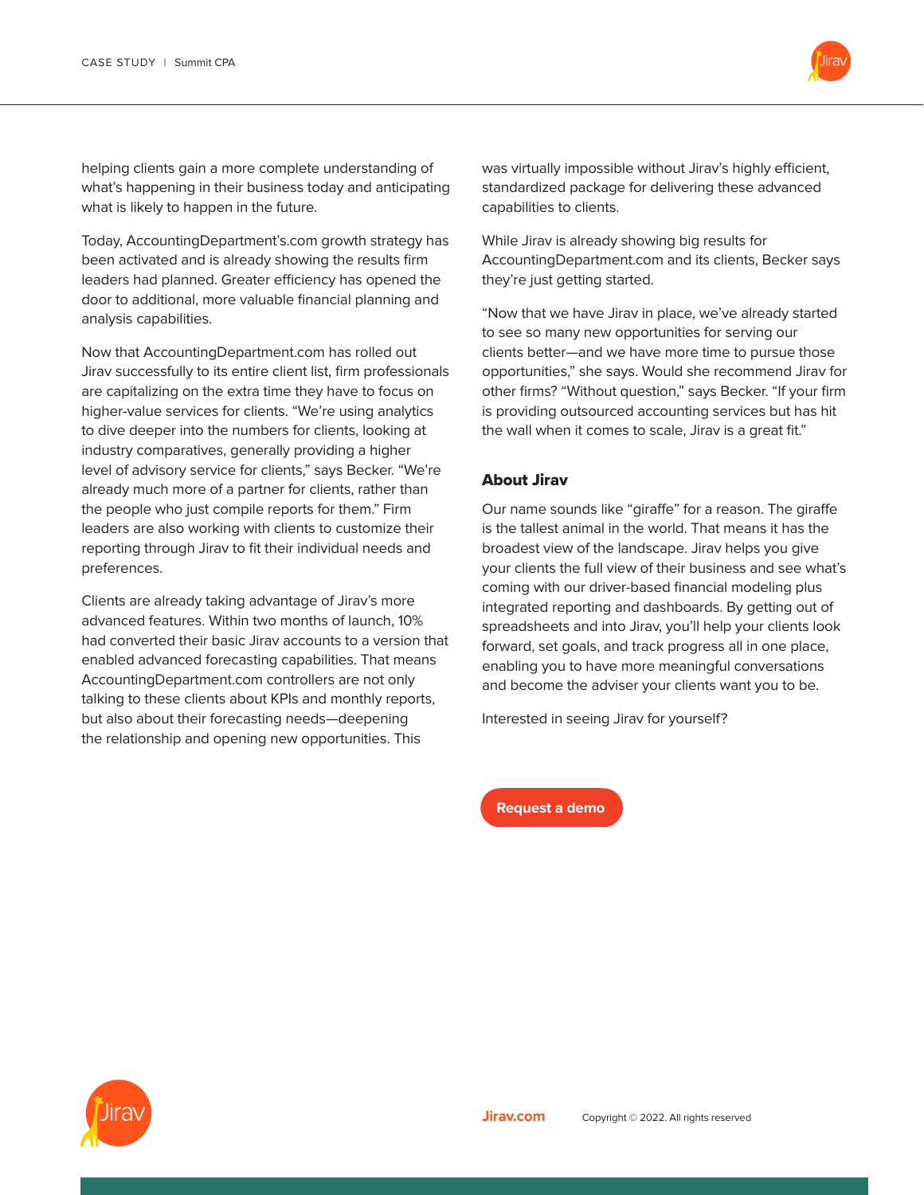helping clients gain a more complete understanding of what's happening in their business today and anticipating what is likely to happen in the future.

Today, AccountingDepartment's.com growth strategy has been activated and is already showing the results firm leaders had planned. Greater efficiency has opened the door to additional, more valuable financial planning and analysis capabilities.

Now that AccountingDepartment.com has rolled out Jirav successfully to its entire client list, firm professionals are capitalizing on the extra time they have to focus on higher-value services for clients. "We're using analytics to dive deeper into the numbers for clients, looking at industry comparatives, generally providing a higher level of advisory service for clients," says Becker. "We're already much more of a partner for clients, rather than the people who just compile reports for them." Firm leaders are also working with clients to customize their reporting through Jirav to fit their individual needs and preferences.

Clients are already taking advantage of Jirav's more advanced features. Within two months of launch, 10% had converted their basic Jirav accounts to a version that enabled advanced forecasting capabilities. That means AccountingDepartment.com controllers are not only talking to these clients about KPIs and monthly reports, but also about their forecasting needs—deepening the relationship and opening new opportunities. This was virtually impossible without Jirav's highly efficient, standardized package for delivering these advanced capabilities to clients.

While Jirav is already showing big results for AccountingDepartment.com and its clients, Becker says they're just getting started.

"Now that we have Jirav in place, we've already started to see so many new opportunities for serving our clients better—and we have more time to pursue those opportunities," she says. Would she recommend Jirav for other firms? "Without question," says Becker. "If your firm is providing outsourced accounting services but has hit the wall when it comes to scale, Jirav is a great fit."

## About Jirav

Our name sounds like "giraffe" for a reason. The giraffe is the tallest animal in the world. That means it has the broadest view of the landscape. Jirav helps you give your clients the full view of their business and see what's coming with our driver-based financial modeling plus integrated reporting and dashboards. By getting out of spreadsheets and into Jirav, you'll help your clients look forward, set goals, and track progress all in one place, enabling you to have more meaningful conversations and become the adviser your clients want you to be.

Interested in seeing Jirav for yourself?

**Request a demo**

**Jirav.com**

Copyright © 2022. All rights reserved